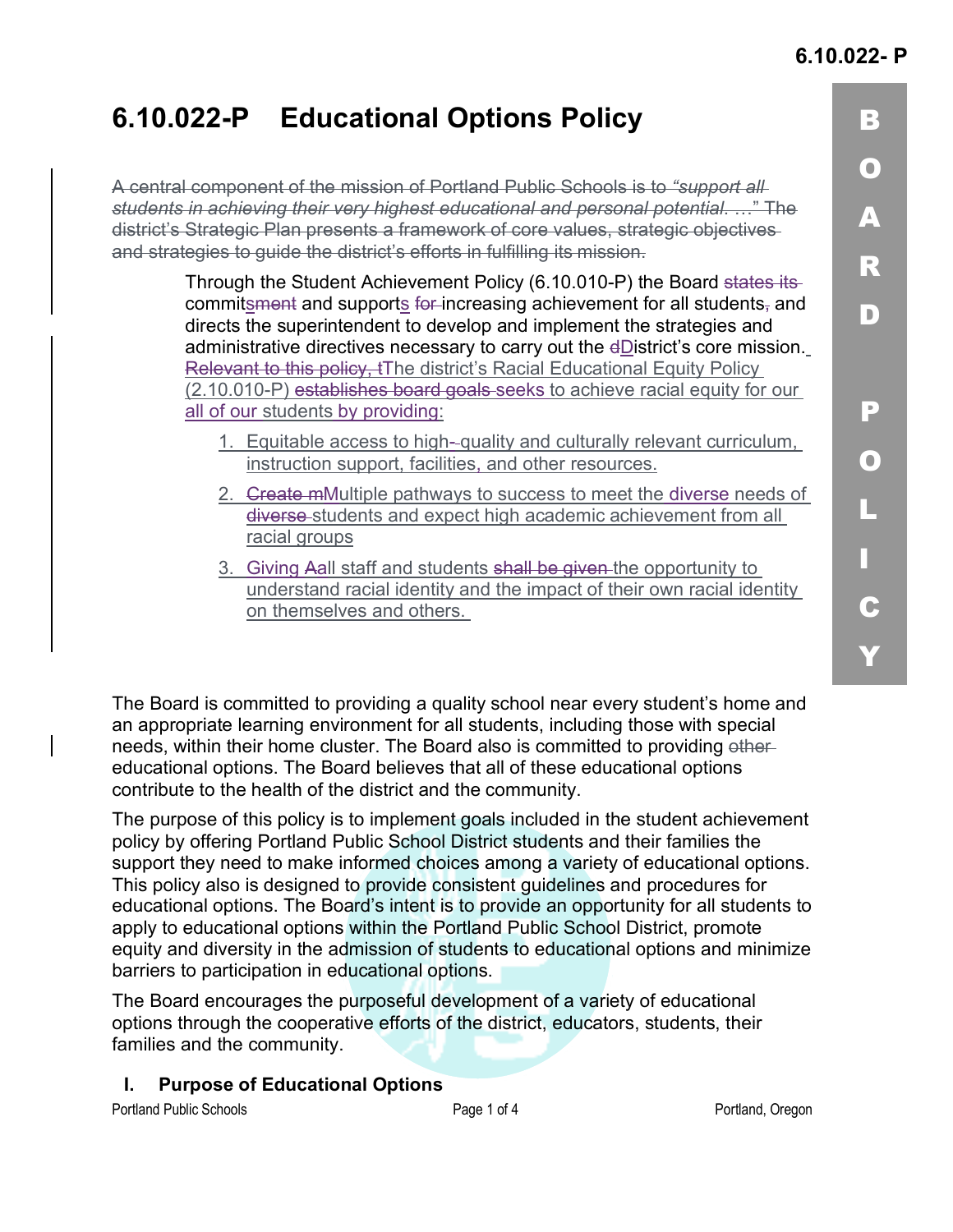# 6.10.022-P Educational Options Policy

~~A central component of the mission of Portland Public Schools is to *"support all students in achieving their very highest educational and personal potential.* …" The district's Strategic Plan presents a framework of core values, strategic objectives and strategies to guide the district's efforts in fulfilling its mission.~~

Through the Student Achievement Policy (6.10.010-P) the Board ~~states its~~ commits~~ment~~ and supports ~~for~~ increasing achievement for all students~~,~~ and directs the superintendent to develop and implement the strategies and administrative directives necessary to carry out the ~~d~~District's core mission. ~~Relevant to this policy, t~~The district's Racial Educational Equity Policy (2.10.010-P) ~~establishes board goals~~ seeks to achieve racial equity for ~~our~~ all of our students by providing:

1. Equitable access to high-quality and culturally relevant curriculum, instruction support, facilities, and other resources.
2. ~~Create m~~Multiple pathways to success to meet the diverse needs of ~~diverse~~ students and expect high academic achievement from all racial groups
3. Giving ~~A~~all staff and students ~~shall be given~~ the opportunity to understand racial identity and the impact of their own racial identity on themselves and others.

The Board is committed to providing a quality school near every student's home and an appropriate learning environment for all students, including those with special needs, within their home cluster. The Board also is committed to providing ~~other~~ educational options. The Board believes that all of these educational options contribute to the health of the district and the community.

The purpose of this policy is to implement goals included in the student achievement policy by offering Portland Public School District students and their families the support they need to make informed choices among a variety of educational options. This policy also is designed to provide consistent guidelines and procedures for educational options. The Board's intent is to provide an opportunity for all students to apply to educational options within the Portland Public School District, promote equity and diversity in the admission of students to educational options and minimize barriers to participation in educational options.

The Board encourages the purposeful development of a variety of educational options through the cooperative efforts of the district, educators, students, their families and the community.

## I. Purpose of Educational Options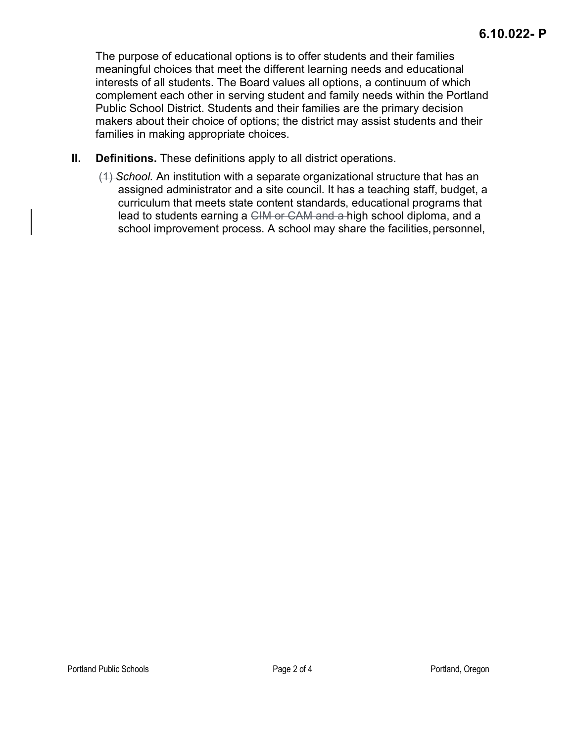The purpose of educational options is to offer students and their families meaningful choices that meet the different learning needs and educational interests of all students. The Board values all options, a continuum of which complement each other in serving student and family needs within the Portland Public School District. Students and their families are the primary decision makers about their choice of options; the district may assist students and their families in making appropriate choices.

**II. Definitions.** These definitions apply to all district operations.

~~(1)~~ *School.* An institution with a separate organizational structure that has an assigned administrator and a site council. It has a teaching staff, budget, a curriculum that meets state content standards, educational programs that lead to students earning a ~~CIM or CAM and a~~ high school diploma, and a school improvement process. A school may share the facilities, personnel,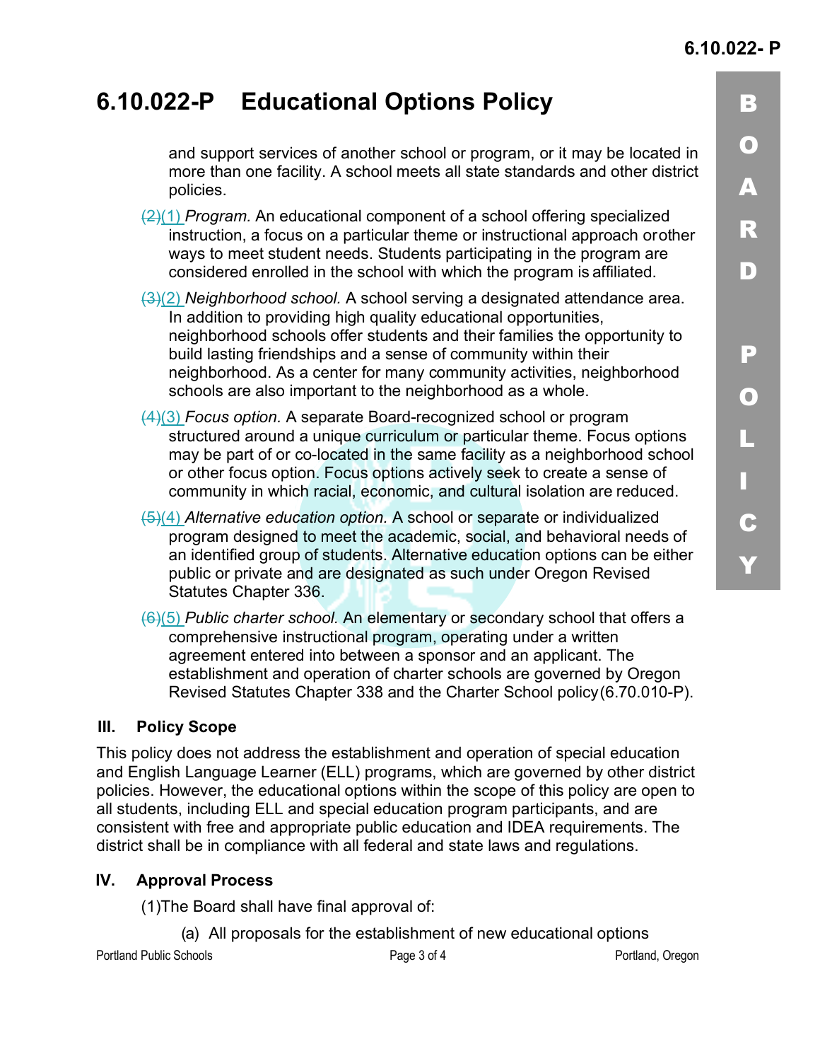# 6.10.022-P Educational Options Policy

and support services of another school or program, or it may be located in more than one facility. A school meets all state standards and other district policies.

~~(2)~~(1) *Program.* An educational component of a school offering specialized instruction, a focus on a particular theme or instructional approach orother ways to meet student needs. Students participating in the program are considered enrolled in the school with which the program is affiliated.

~~(3)~~(2) *Neighborhood school.* A school serving a designated attendance area. In addition to providing high quality educational opportunities, neighborhood schools offer students and their families the opportunity to build lasting friendships and a sense of community within their neighborhood. As a center for many community activities, neighborhood schools are also important to the neighborhood as a whole.

~~(4)~~(3) *Focus option.* A separate Board-recognized school or program structured around a unique curriculum or particular theme. Focus options may be part of or co-located in the same facility as a neighborhood school or other focus option. Focus options actively seek to create a sense of community in which racial, economic, and cultural isolation are reduced.

~~(5)~~(4) *Alternative education option.* A school or separate or individualized program designed to meet the academic, social, and behavioral needs of an identified group of students. Alternative education options can be either public or private and are designated as such under Oregon Revised Statutes Chapter 336.

~~(6)~~(5) *Public charter school.* An elementary or secondary school that offers a comprehensive instructional program, operating under a written agreement entered into between a sponsor and an applicant. The establishment and operation of charter schools are governed by Oregon Revised Statutes Chapter 338 and the Charter School policy(6.70.010-P).

## III. Policy Scope

This policy does not address the establishment and operation of special education and English Language Learner (ELL) programs, which are governed by other district policies. However, the educational options within the scope of this policy are open to all students, including ELL and special education program participants, and are consistent with free and appropriate public education and IDEA requirements. The district shall be in compliance with all federal and state laws and regulations.

## IV. Approval Process

(1)The Board shall have final approval of:

(a) All proposals for the establishment of new educational options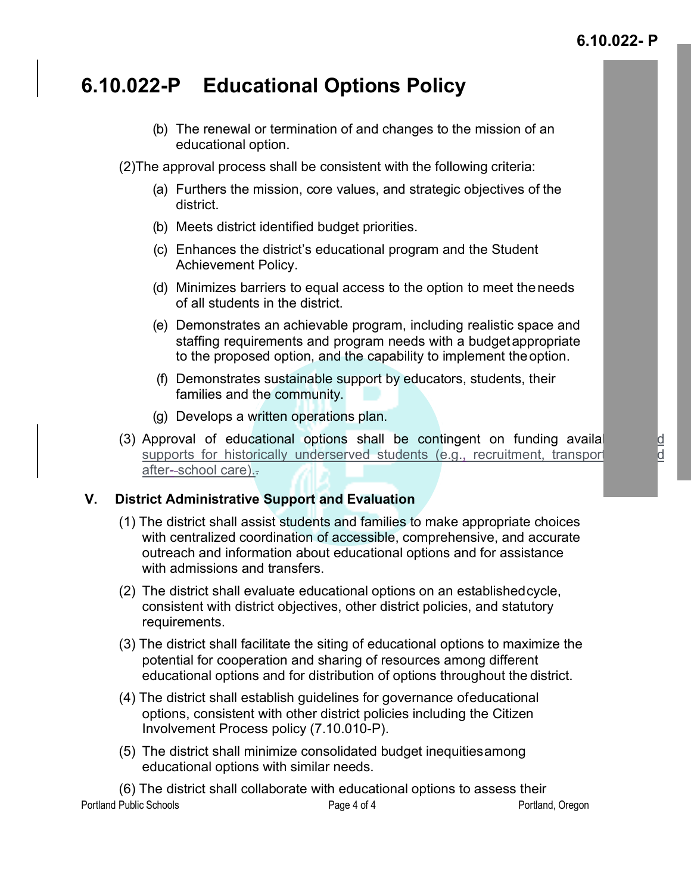# 6.10.022-P Educational Options Policy

(b) The renewal or termination of and changes to the mission of an educational option.

(2) The approval process shall be consistent with the following criteria:

(a) Furthers the mission, core values, and strategic objectives of the district.

(b) Meets district identified budget priorities.

(c) Enhances the district's educational program and the Student Achievement Policy.

(d) Minimizes barriers to equal access to the option to meet the needs of all students in the district.

(e) Demonstrates an achievable program, including realistic space and staffing requirements and program needs with a budget appropriate to the proposed option, and the capability to implement the option.

(f) Demonstrates sustainable support by educators, students, their families and the community.

(g) Develops a written operations plan.

(3) Approval of educational options shall be contingent on funding availal d supports for historically underserved students (e.g., recruitment, transport d after-school care).

## V. District Administrative Support and Evaluation

(1) The district shall assist students and families to make appropriate choices with centralized coordination of accessible, comprehensive, and accurate outreach and information about educational options and for assistance with admissions and transfers.

(2) The district shall evaluate educational options on an established cycle, consistent with district objectives, other district policies, and statutory requirements.

(3) The district shall facilitate the siting of educational options to maximize the potential for cooperation and sharing of resources among different educational options and for distribution of options throughout the district.

(4) The district shall establish guidelines for governance of educational options, consistent with other district policies including the Citizen Involvement Process policy (7.10.010-P).

(5) The district shall minimize consolidated budget inequities among educational options with similar needs.

(6) The district shall collaborate with educational options to assess their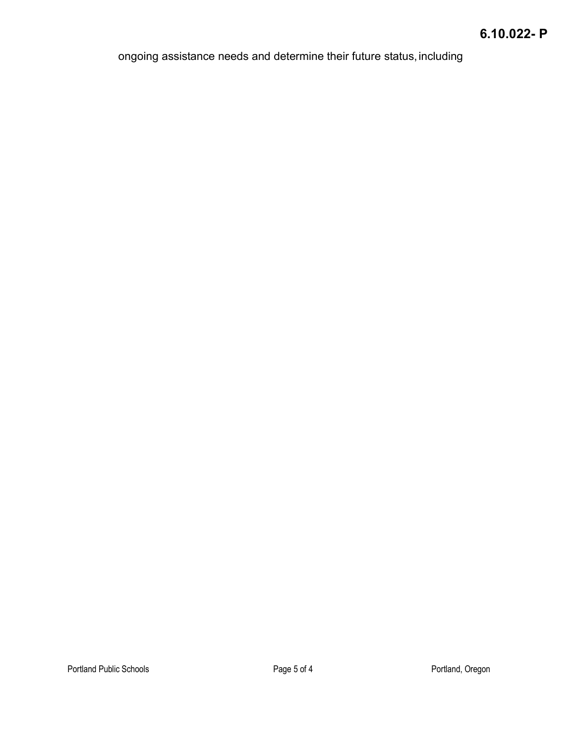ongoing assistance needs and determine their future status, including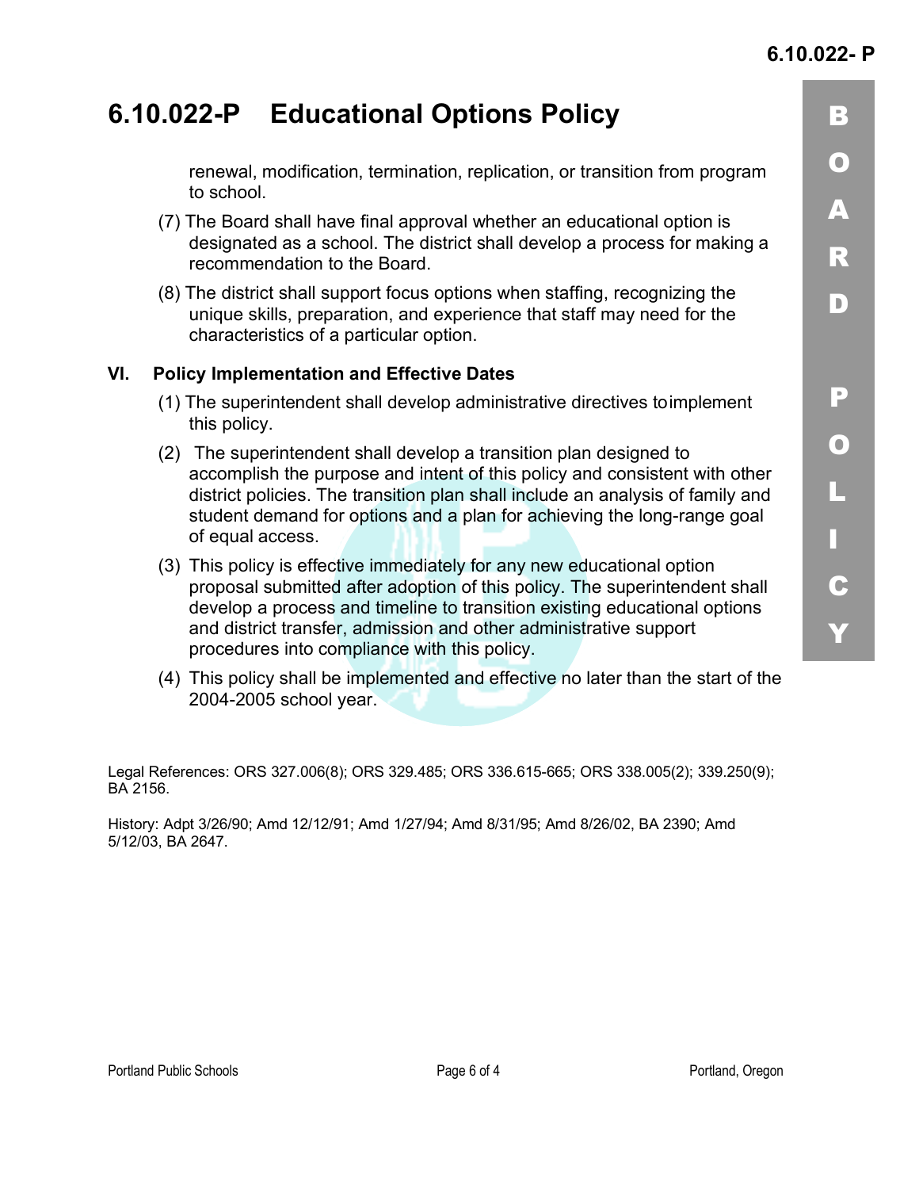# 6.10.022-P Educational Options Policy

renewal, modification, termination, replication, or transition from program to school.

(7) The Board shall have final approval whether an educational option is designated as a school. The district shall develop a process for making a recommendation to the Board.

(8) The district shall support focus options when staffing, recognizing the unique skills, preparation, and experience that staff may need for the characteristics of a particular option.

## VI. Policy Implementation and Effective Dates

(1) The superintendent shall develop administrative directives toimplement this policy.

(2) The superintendent shall develop a transition plan designed to accomplish the purpose and intent of this policy and consistent with other district policies. The transition plan shall include an analysis of family and student demand for options and a plan for achieving the long-range goal of equal access.

(3) This policy is effective immediately for any new educational option proposal submitted after adoption of this policy. The superintendent shall develop a process and timeline to transition existing educational options and district transfer, admission and other administrative support procedures into compliance with this policy.

(4) This policy shall be implemented and effective no later than the start of the 2004-2005 school year.

Legal References: ORS 327.006(8); ORS 329.485; ORS 336.615-665; ORS 338.005(2); 339.250(9); BA 2156.

History: Adpt 3/26/90; Amd 12/12/91; Amd 1/27/94; Amd 8/31/95; Amd 8/26/02, BA 2390; Amd 5/12/03, BA 2647.